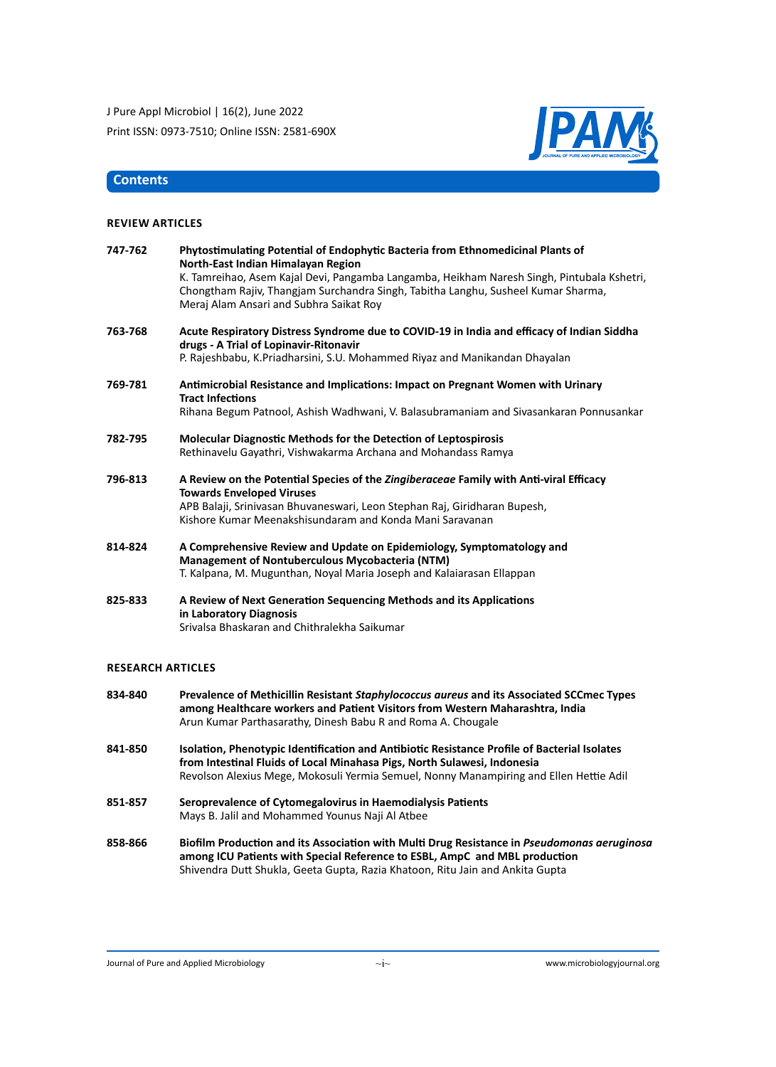## Contents

### REVIEW ARTICLES

**747-762** **Phytostimulating Potential of Endophytic Bacteria from Ethnomedicinal Plants of North-East Indian Himalayan Region**
K. Tamreihao, Asem Kajal Devi, Pangamba Langamba, Heikham Naresh Singh, Pintubala Kshetri, Chongtham Rajiv, Thangjam Surchandra Singh, Tabitha Langhu, Susheel Kumar Sharma, Meraj Alam Ansari and Subhra Saikat Roy

**763-768** **Acute Respiratory Distress Syndrome due to COVID-19 in India and efficacy of Indian Siddha drugs - A Trial of Lopinavir-Ritonavir**
P. Rajeshbabu, K.Priadharsini, S.U. Mohammed Riyaz and Manikandan Dhayalan

**769-781** **Antimicrobial Resistance and Implications: Impact on Pregnant Women with Urinary Tract Infections**
Rihana Begum Patnool, Ashish Wadhwani, V. Balasubramaniam and Sivasankaran Ponnusankar

**782-795** **Molecular Diagnostic Methods for the Detection of Leptospirosis**
Rethinavelu Gayathri, Vishwakarma Archana and Mohandass Ramya

**796-813** **A Review on the Potential Species of the *Zingiberaceae* Family with Anti-viral Efficacy Towards Enveloped Viruses**
APB Balaji, Srinivasan Bhuvaneswari, Leon Stephan Raj, Giridharan Bupesh, Kishore Kumar Meenakshisundaram and Konda Mani Saravanan

**814-824** **A Comprehensive Review and Update on Epidemiology, Symptomatology and Management of Nontuberculous Mycobacteria (NTM)**
T. Kalpana, M. Mugunthan, Noyal Maria Joseph and Kalaiarasan Ellappan

**825-833** **A Review of Next Generation Sequencing Methods and its Applications in Laboratory Diagnosis**
Srivalsa Bhaskaran and Chithralekha Saikumar

### RESEARCH ARTICLES

**834-840** **Prevalence of Methicillin Resistant *Staphylococcus aureus* and its Associated SCCmec Types among Healthcare workers and Patient Visitors from Western Maharashtra, India**
Arun Kumar Parthasarathy, Dinesh Babu R and Roma A. Chougale

**841-850** **Isolation, Phenotypic Identification and Antibiotic Resistance Profile of Bacterial Isolates from Intestinal Fluids of Local Minahasa Pigs, North Sulawesi, Indonesia**
Revolson Alexius Mege, Mokosuli Yermia Semuel, Nonny Manampiring and Ellen Hettie Adil

**851-857** **Seroprevalence of Cytomegalovirus in Haemodialysis Patients**
Mays B. Jalil and Mohammed Younus Naji Al Atbee

**858-866** **Biofilm Production and its Association with Multi Drug Resistance in *Pseudomonas aeruginosa* among ICU Patients with Special Reference to ESBL, AmpC and MBL production**
Shivendra Dutt Shukla, Geeta Gupta, Razia Khatoon, Ritu Jain and Ankita Gupta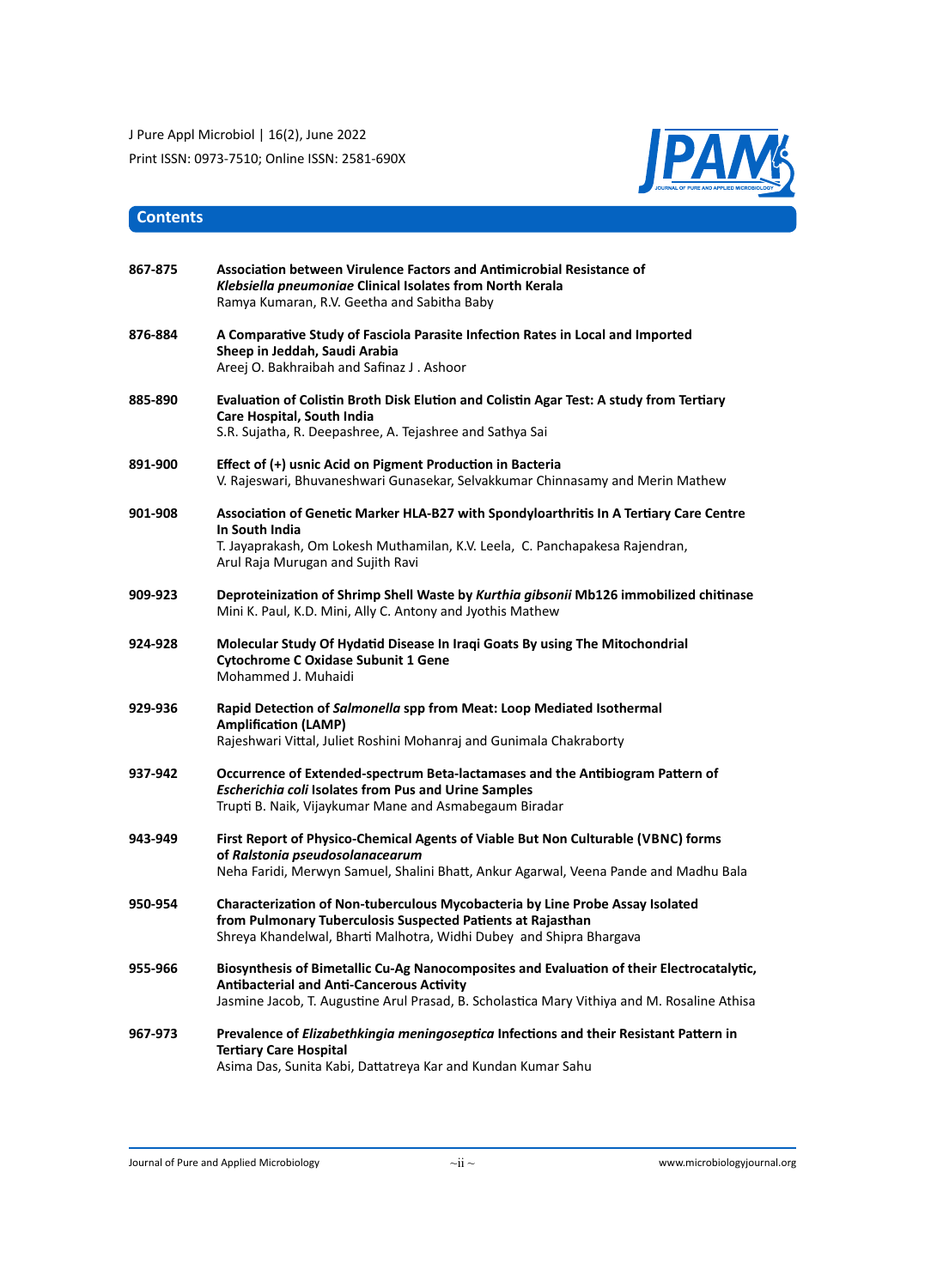## Contents

**867-875** **Association between Virulence Factors and Antimicrobial Resistance of *Klebsiella pneumoniae* Clinical Isolates from North Kerala**
Ramya Kumaran, R.V. Geetha and Sabitha Baby

**876-884** **A Comparative Study of Fasciola Parasite Infection Rates in Local and Imported Sheep in Jeddah, Saudi Arabia**
Areej O. Bakhraibah and Safinaz J . Ashoor

**885-890** **Evaluation of Colistin Broth Disk Elution and Colistin Agar Test: A study from Tertiary Care Hospital, South India**
S.R. Sujatha, R. Deepashree, A. Tejashree and Sathya Sai

**891-900** **Effect of (+) usnic Acid on Pigment Production in Bacteria**
V. Rajeswari, Bhuvaneshwari Gunasekar, Selvakkumar Chinnasamy and Merin Mathew

**901-908** **Association of Genetic Marker HLA-B27 with Spondyloarthritis In A Tertiary Care Centre In South India**
T. Jayaprakash, Om Lokesh Muthamilan, K.V. Leela, C. Panchapakesa Rajendran, Arul Raja Murugan and Sujith Ravi

**909-923** **Deproteinization of Shrimp Shell Waste by *Kurthia gibsonii* Mb126 immobilized chitinase**
Mini K. Paul, K.D. Mini, Ally C. Antony and Jyothis Mathew

**924-928** **Molecular Study Of Hydatid Disease In Iraqi Goats By using The Mitochondrial Cytochrome C Oxidase Subunit 1 Gene**
Mohammed J. Muhaidi

**929-936** **Rapid Detection of *Salmonella* spp from Meat: Loop Mediated Isothermal Amplification (LAMP)**
Rajeshwari Vittal, Juliet Roshini Mohanraj and Gunimala Chakraborty

**937-942** **Occurrence of Extended-spectrum Beta-lactamases and the Antibiogram Pattern of *Escherichia coli* Isolates from Pus and Urine Samples**
Trupti B. Naik, Vijaykumar Mane and Asmabegaum Biradar

**943-949** **First Report of Physico-Chemical Agents of Viable But Non Culturable (VBNC) forms of *Ralstonia pseudosolanacearum***
Neha Faridi, Merwyn Samuel, Shalini Bhatt, Ankur Agarwal, Veena Pande and Madhu Bala

**950-954** **Characterization of Non-tuberculous Mycobacteria by Line Probe Assay Isolated from Pulmonary Tuberculosis Suspected Patients at Rajasthan**
Shreya Khandelwal, Bharti Malhotra, Widhi Dubey and Shipra Bhargava

**955-966** **Biosynthesis of Bimetallic Cu-Ag Nanocomposites and Evaluation of their Electrocatalytic, Antibacterial and Anti-Cancerous Activity**
Jasmine Jacob, T. Augustine Arul Prasad, B. Scholastica Mary Vithiya and M. Rosaline Athisa

**967-973** **Prevalence of *Elizabethkingia meningoseptica* Infections and their Resistant Pattern in Tertiary Care Hospital**
Asima Das, Sunita Kabi, Dattatreya Kar and Kundan Kumar Sahu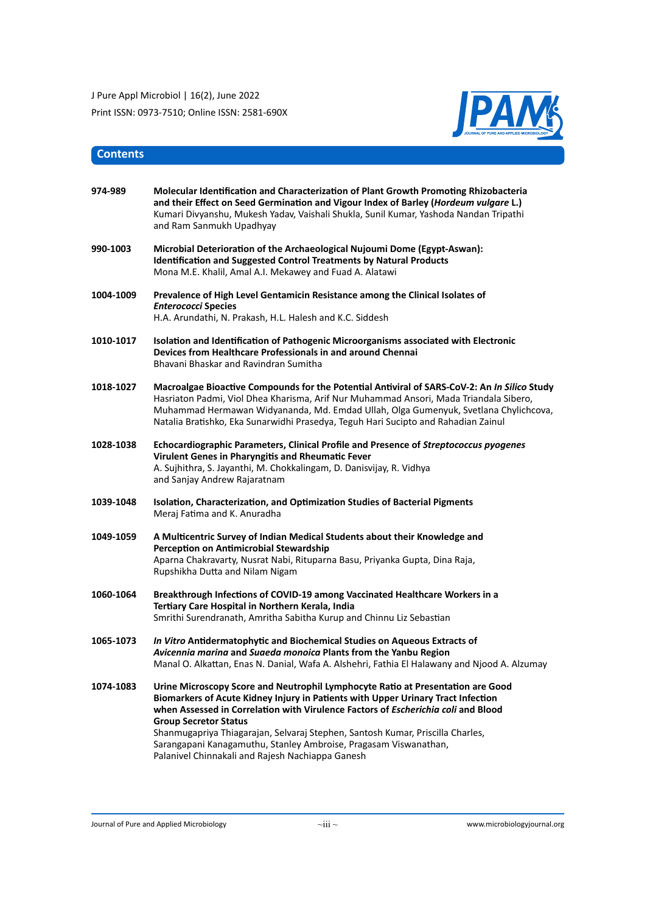## Contents

**974-989** **Molecular Identification and Characterization of Plant Growth Promoting Rhizobacteria and their Effect on Seed Germination and Vigour Index of Barley (*Hordeum vulgare* L.)**
Kumari Divyanshu, Mukesh Yadav, Vaishali Shukla, Sunil Kumar, Yashoda Nandan Tripathi and Ram Sanmukh Upadhyay

**990-1003** **Microbial Deterioration of the Archaeological Nujoumi Dome (Egypt-Aswan): Identification and Suggested Control Treatments by Natural Products**
Mona M.E. Khalil, Amal A.I. Mekawey and Fuad A. Alatawi

**1004-1009** **Prevalence of High Level Gentamicin Resistance among the Clinical Isolates of *Enterococci* Species**
H.A. Arundathi, N. Prakash, H.L. Halesh and K.C. Siddesh

**1010-1017** **Isolation and Identification of Pathogenic Microorganisms associated with Electronic Devices from Healthcare Professionals in and around Chennai**
Bhavani Bhaskar and Ravindran Sumitha

**1018-1027** **Macroalgae Bioactive Compounds for the Potential Antiviral of SARS-CoV-2: An *In Silico* Study**
Hasriaton Padmi, Viol Dhea Kharisma, Arif Nur Muhammad Ansori, Mada Triandala Sibero, Muhammad Hermawan Widyananda, Md. Emdad Ullah, Olga Gumenyuk, Svetlana Chylichcova, Natalia Bratishko, Eka Sunarwidhi Prasedya, Teguh Hari Sucipto and Rahadian Zainul

**1028-1038** **Echocardiographic Parameters, Clinical Profile and Presence of *Streptococcus pyogenes* Virulent Genes in Pharyngitis and Rheumatic Fever**
A. Sujhithra, S. Jayanthi, M. Chokkalingam, D. Danisvijay, R. Vidhya and Sanjay Andrew Rajaratnam

**1039-1048** **Isolation, Characterization, and Optimization Studies of Bacterial Pigments**
Meraj Fatima and K. Anuradha

**1049-1059** **A Multicentric Survey of Indian Medical Students about their Knowledge and Perception on Antimicrobial Stewardship**
Aparna Chakravarty, Nusrat Nabi, Rituparna Basu, Priyanka Gupta, Dina Raja, Rupshikha Dutta and Nilam Nigam

**1060-1064** **Breakthrough Infections of COVID-19 among Vaccinated Healthcare Workers in a Tertiary Care Hospital in Northern Kerala, India**
Smrithi Surendranath, Amritha Sabitha Kurup and Chinnu Liz Sebastian

**1065-1073** ***In Vitro* Antidermatophytic and Biochemical Studies on Aqueous Extracts of *Avicennia marina* and *Suaeda monoica* Plants from the Yanbu Region**
Manal O. Alkattan, Enas N. Danial, Wafa A. Alshehri, Fathia El Halawany and Njood A. Alzumay

**1074-1083** **Urine Microscopy Score and Neutrophil Lymphocyte Ratio at Presentation are Good Biomarkers of Acute Kidney Injury in Patients with Upper Urinary Tract Infection when Assessed in Correlation with Virulence Factors of *Escherichia coli* and Blood Group Secretor Status**
Shanmugapriya Thiagarajan, Selvaraj Stephen, Santosh Kumar, Priscilla Charles, Sarangapani Kanagamuthu, Stanley Ambroise, Pragasam Viswanathan, Palanivel Chinnakali and Rajesh Nachiappa Ganesh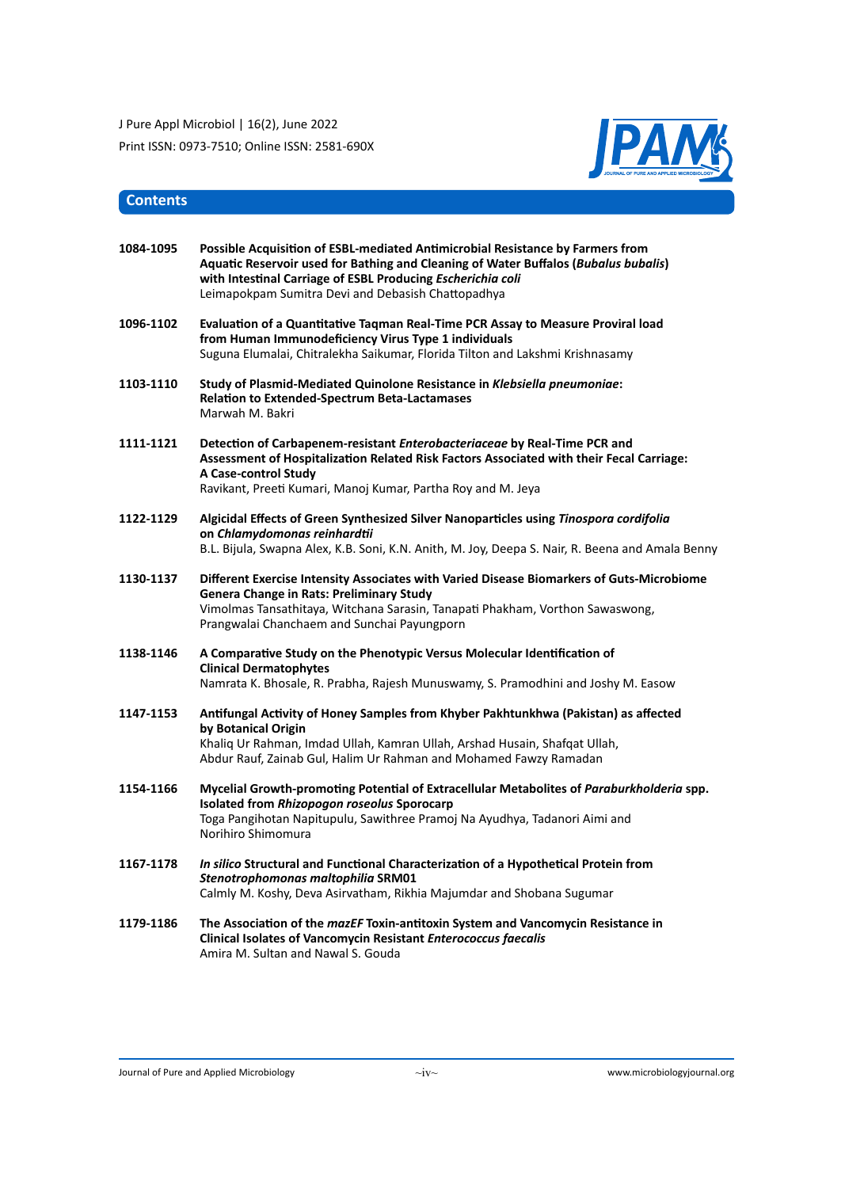## Contents

| | |
|---|---|
| 1084-1095 | **Possible Acquisition of ESBL-mediated Antimicrobial Resistance by Farmers from Aquatic Reservoir used for Bathing and Cleaning of Water Buffalos (*Bubalus bubalis*) with Intestinal Carriage of ESBL Producing *Escherichia coli***<br>Leimapokpam Sumitra Devi and Debasish Chattopadhya |
| 1096-1102 | **Evaluation of a Quantitative Taqman Real-Time PCR Assay to Measure Proviral load from Human Immunodeficiency Virus Type 1 individuals**<br>Suguna Elumalai, Chitralekha Saikumar, Florida Tilton and Lakshmi Krishnasamy |
| 1103-1110 | **Study of Plasmid-Mediated Quinolone Resistance in *Klebsiella pneumoniae*: Relation to Extended-Spectrum Beta-Lactamases**<br>Marwah M. Bakri |
| 1111-1121 | **Detection of Carbapenem-resistant *Enterobacteriaceae* by Real-Time PCR and Assessment of Hospitalization Related Risk Factors Associated with their Fecal Carriage: A Case-control Study**<br>Ravikant, Preeti Kumari, Manoj Kumar, Partha Roy and M. Jeya |
| 1122-1129 | **Algicidal Effects of Green Synthesized Silver Nanoparticles using *Tinospora cordifolia* on *Chlamydomonas reinhardtii***<br>B.L. Bijula, Swapna Alex, K.B. Soni, K.N. Anith, M. Joy, Deepa S. Nair, R. Beena and Amala Benny |
| 1130-1137 | **Different Exercise Intensity Associates with Varied Disease Biomarkers of Guts-Microbiome Genera Change in Rats: Preliminary Study**<br>Vimolmas Tansathitaya, Witchana Sarasin, Tanapati Phakham, Vorthon Sawaswong, Prangwalai Chanchaem and Sunchai Payungporn |
| 1138-1146 | **A Comparative Study on the Phenotypic Versus Molecular Identification of Clinical Dermatophytes**<br>Namrata K. Bhosale, R. Prabha, Rajesh Munuswamy, S. Pramodhini and Joshy M. Easow |
| 1147-1153 | **Antifungal Activity of Honey Samples from Khyber Pakhtunkhwa (Pakistan) as affected by Botanical Origin**<br>Khaliq Ur Rahman, Imdad Ullah, Kamran Ullah, Arshad Husain, Shafqat Ullah, Abdur Rauf, Zainab Gul, Halim Ur Rahman and Mohamed Fawzy Ramadan |
| 1154-1166 | **Mycelial Growth-promoting Potential of Extracellular Metabolites of *Paraburkholderia* spp. Isolated from *Rhizopogon roseolus* Sporocarp**<br>Toga Pangihotan Napitupulu, Sawithree Pramoj Na Ayudhya, Tadanori Aimi and Norihiro Shimomura |
| 1167-1178 | ***In silico* Structural and Functional Characterization of a Hypothetical Protein from *Stenotrophomonas maltophilia* SRM01**<br>Calmly M. Koshy, Deva Asirvatham, Rikhia Majumdar and Shobana Sugumar |
| 1179-1186 | **The Association of the *mazEF* Toxin-antitoxin System and Vancomycin Resistance in Clinical Isolates of Vancomycin Resistant *Enterococcus faecalis***<br>Amira M. Sultan and Nawal S. Gouda |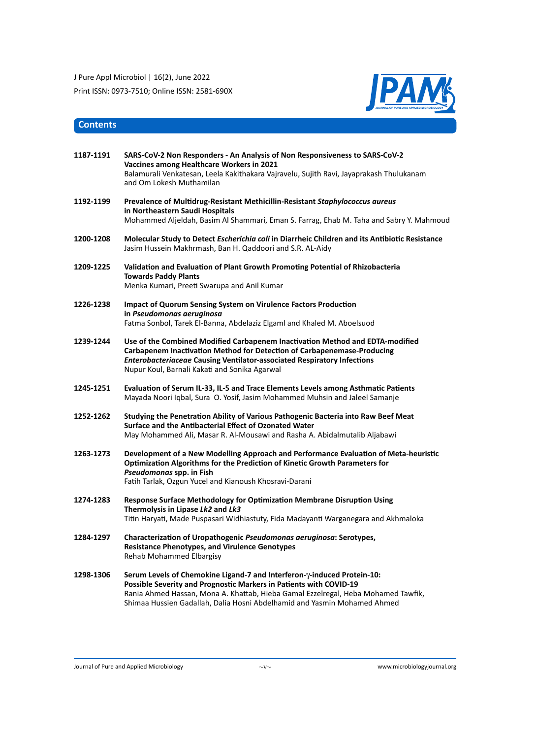## Contents

**1187-1191** **SARS-CoV-2 Non Responders - An Analysis of Non Responsiveness to SARS-CoV-2 Vaccines among Healthcare Workers in 2021**
Balamurali Venkatesan, Leela Kakithakara Vajravelu, Sujith Ravi, Jayaprakash Thulukanam and Om Lokesh Muthamilan

**1192-1199** **Prevalence of Multidrug-Resistant Methicillin-Resistant *Staphylococcus aureus* in Northeastern Saudi Hospitals**
Mohammed Aljeldah, Basim Al Shammari, Eman S. Farrag, Ehab M. Taha and Sabry Y. Mahmoud

**1200-1208** **Molecular Study to Detect *Escherichia coli* in Diarrheic Children and its Antibiotic Resistance**
Jasim Hussein Makhrmash, Ban H. Qaddoori and S.R. AL-Aidy

**1209-1225** **Validation and Evaluation of Plant Growth Promoting Potential of Rhizobacteria Towards Paddy Plants**
Menka Kumari, Preeti Swarupa and Anil Kumar

**1226-1238** **Impact of Quorum Sensing System on Virulence Factors Production in *Pseudomonas aeruginosa***
Fatma Sonbol, Tarek El-Banna, Abdelaziz Elgaml and Khaled M. Aboelsuod

**1239-1244** **Use of the Combined Modified Carbapenem Inactivation Method and EDTA-modified Carbapenem Inactivation Method for Detection of Carbapenemase-Producing *Enterobacteriaceae* Causing Ventilator-associated Respiratory Infections**
Nupur Koul, Barnali Kakati and Sonika Agarwal

**1245-1251** **Evaluation of Serum IL-33, IL-5 and Trace Elements Levels among Asthmatic Patients**
Mayada Noori Iqbal, Sura O. Yosif, Jasim Mohammed Muhsin and Jaleel Samanje

**1252-1262** **Studying the Penetration Ability of Various Pathogenic Bacteria into Raw Beef Meat Surface and the Antibacterial Effect of Ozonated Water**
May Mohammed Ali, Masar R. Al-Mousawi and Rasha A. Abidalmutalib Aljabawi

**1263-1273** **Development of a New Modelling Approach and Performance Evaluation of Meta-heuristic Optimization Algorithms for the Prediction of Kinetic Growth Parameters for *Pseudomonas* spp. in Fish**
Fatih Tarlak, Ozgun Yucel and Kianoush Khosravi-Darani

**1274-1283** **Response Surface Methodology for Optimization Membrane Disruption Using Thermolysis in Lipase *Lk2* and *Lk3***
Titin Haryati, Made Puspasari Widhiastuty, Fida Madayanti Warganegara and Akhmaloka

**1284-1297** **Characterization of Uropathogenic *Pseudomonas aeruginosa*: Serotypes, Resistance Phenotypes, and Virulence Genotypes**
Rehab Mohammed Elbargisy

**1298-1306** **Serum Levels of Chemokine Ligand-7 and Interferon-γ-induced Protein-10: Possible Severity and Prognostic Markers in Patients with COVID-19**
Rania Ahmed Hassan, Mona A. Khattab, Hieba Gamal Ezzelregal, Heba Mohamed Tawfik, Shimaa Hussien Gadallah, Dalia Hosni Abdelhamid and Yasmin Mohamed Ahmed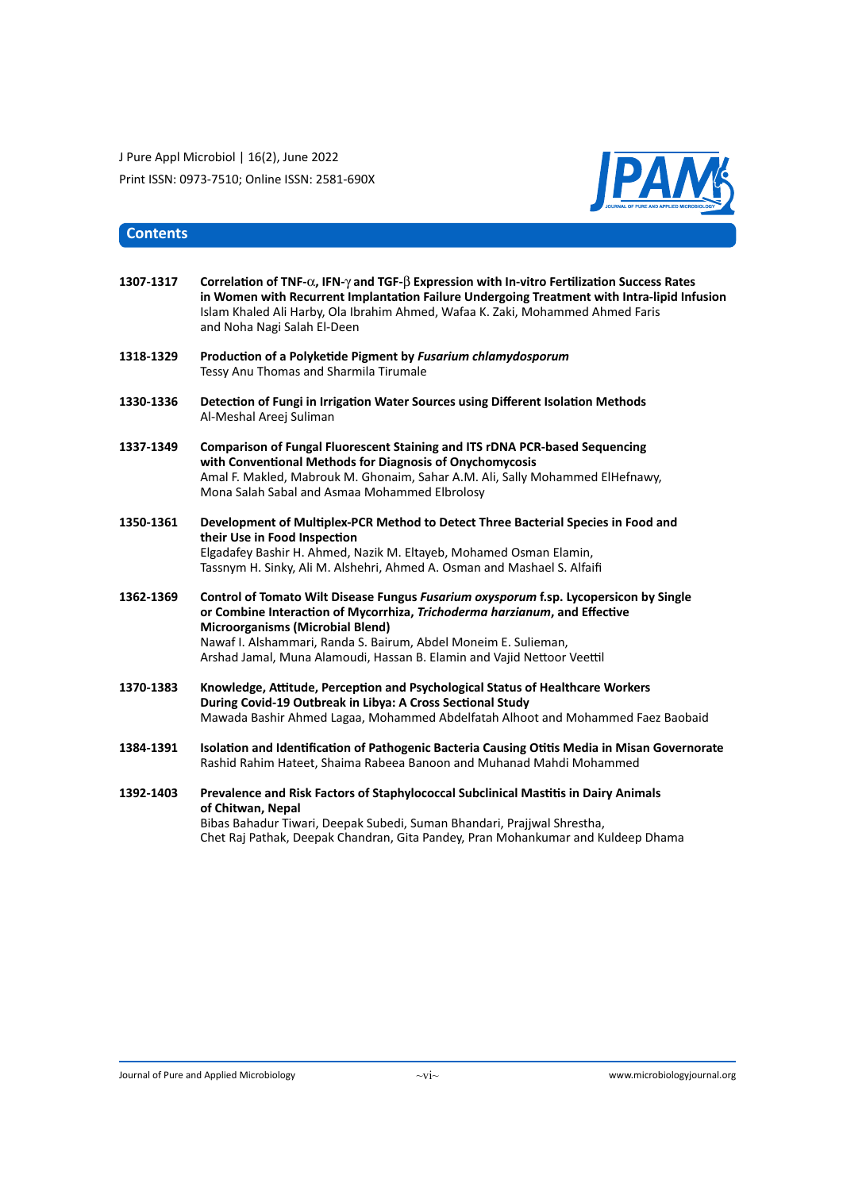## Contents

**1307-1317** **Correlation of TNF-$\alpha$, IFN-$\gamma$ and TGF-$\beta$ Expression with In-vitro Fertilization Success Rates in Women with Recurrent Implantation Failure Undergoing Treatment with Intra-lipid Infusion**
Islam Khaled Ali Harby, Ola Ibrahim Ahmed, Wafaa K. Zaki, Mohammed Ahmed Faris and Noha Nagi Salah El-Deen

**1318-1329** **Production of a Polyketide Pigment by *Fusarium chlamydosporum***
Tessy Anu Thomas and Sharmila Tirumale

**1330-1336** **Detection of Fungi in Irrigation Water Sources using Different Isolation Methods**
Al-Meshal Areej Suliman

**1337-1349** **Comparison of Fungal Fluorescent Staining and ITS rDNA PCR-based Sequencing with Conventional Methods for Diagnosis of Onychomycosis**
Amal F. Makled, Mabrouk M. Ghonaim, Sahar A.M. Ali, Sally Mohammed ElHefnawy, Mona Salah Sabal and Asmaa Mohammed Elbrolosy

**1350-1361** **Development of Multiplex-PCR Method to Detect Three Bacterial Species in Food and their Use in Food Inspection**
Elgadafey Bashir H. Ahmed, Nazik M. Eltayeb, Mohamed Osman Elamin, Tassnym H. Sinky, Ali M. Alshehri, Ahmed A. Osman and Mashael S. Alfaifi

**1362-1369** **Control of Tomato Wilt Disease Fungus *Fusarium oxysporum* f.sp. Lycopersicon by Single or Combine Interaction of Mycorrhiza, *Trichoderma harzianum*, and Effective Microorganisms (Microbial Blend)**
Nawaf I. Alshammari, Randa S. Bairum, Abdel Moneim E. Sulieman, Arshad Jamal, Muna Alamoudi, Hassan B. Elamin and Vajid Nettoor Veettil

**1370-1383** **Knowledge, Attitude, Perception and Psychological Status of Healthcare Workers During Covid-19 Outbreak in Libya: A Cross Sectional Study**
Mawada Bashir Ahmed Lagaa, Mohammed Abdelfatah Alhoot and Mohammed Faez Baobaid

**1384-1391** **Isolation and Identification of Pathogenic Bacteria Causing Otitis Media in Misan Governorate**
Rashid Rahim Hateet, Shaima Rabeea Banoon and Muhanad Mahdi Mohammed

**1392-1403** **Prevalence and Risk Factors of Staphylococcal Subclinical Mastitis in Dairy Animals of Chitwan, Nepal**
Bibas Bahadur Tiwari, Deepak Subedi, Suman Bhandari, Prajjwal Shrestha, Chet Raj Pathak, Deepak Chandran, Gita Pandey, Pran Mohankumar and Kuldeep Dhama